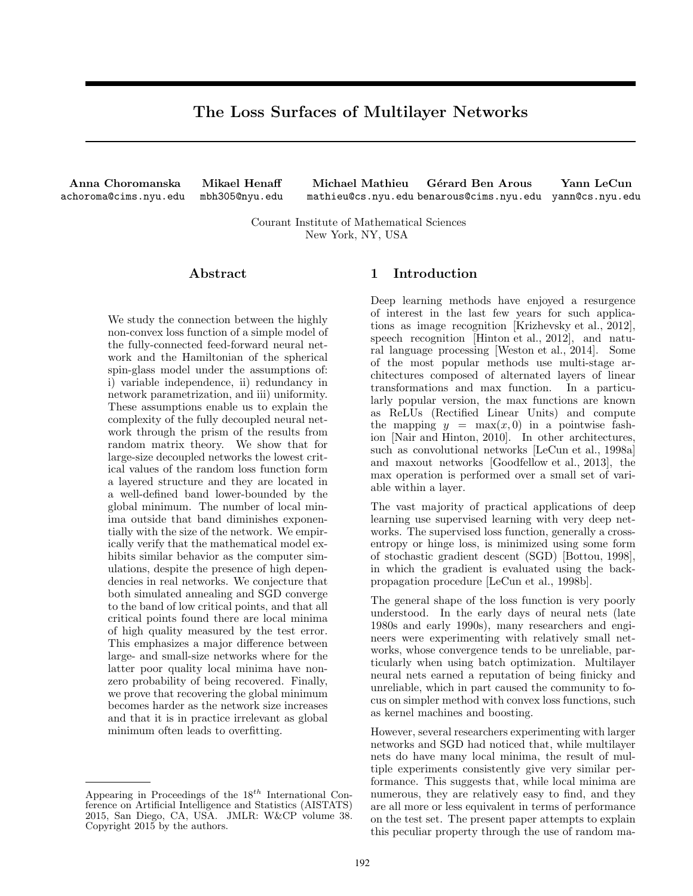# The Loss Surfaces of Multilayer Networks

**Anna Choromanska** achoroma@cims.nyu.edu  
**Mikael Henaff** mbh305@nyu.edu  
**Michael Mathieu** mathieu@cs.nyu.edu  
**Gérard Ben Arous** benarous@cims.nyu.edu  
**Yann LeCun** yann@cs.nyu.edu

Courant Institute of Mathematical Sciences  
New York, NY, USA

## Abstract

We study the connection between the highly non-convex loss function of a simple model of the fully-connected feed-forward neural network and the Hamiltonian of the spherical spin-glass model under the assumptions of: i) variable independence, ii) redundancy in network parametrization, and iii) uniformity. These assumptions enable us to explain the complexity of the fully decoupled neural network through the prism of the results from random matrix theory. We show that for large-size decoupled networks the lowest critical values of the random loss function form a layered structure and they are located in a well-defined band lower-bounded by the global minimum. The number of local minima outside that band diminishes exponentially with the size of the network. We empirically verify that the mathematical model exhibits similar behavior as the computer simulations, despite the presence of high dependencies in real networks. We conjecture that both simulated annealing and SGD converge to the band of low critical points, and that all critical points found there are local minima of high quality measured by the test error. This emphasizes a major difference between large- and small-size networks where for the latter poor quality local minima have non-zero probability of being recovered. Finally, we prove that recovering the global minimum becomes harder as the network size increases and that it is in practice irrelevant as global minimum often leads to overfitting.

## 1 Introduction

Deep learning methods have enjoyed a resurgence of interest in the last few years for such applications as image recognition [Krizhevsky et al., 2012], speech recognition [Hinton et al., 2012], and natural language processing [Weston et al., 2014]. Some of the most popular methods use multi-stage architectures composed of alternated layers of linear transformations and max function. In a particularly popular version, the max functions are known as ReLUs (Rectified Linear Units) and compute the mapping $y = \max(x, 0)$ in a pointwise fashion [Nair and Hinton, 2010]. In other architectures, such as convolutional networks [LeCun et al., 1998a] and maxout networks [Goodfellow et al., 2013], the max operation is performed over a small set of variable within a layer.

The vast majority of practical applications of deep learning use supervised learning with very deep networks. The supervised loss function, generally a cross-entropy or hinge loss, is minimized using some form of stochastic gradient descent (SGD) [Bottou, 1998], in which the gradient is evaluated using the back-propagation procedure [LeCun et al., 1998b].

The general shape of the loss function is very poorly understood. In the early days of neural nets (late 1980s and early 1990s), many researchers and engineers were experimenting with relatively small networks, whose convergence tends to be unreliable, particularly when using batch optimization. Multilayer neural nets earned a reputation of being finicky and unreliable, which in part caused the community to focus on simpler method with convex loss functions, such as kernel machines and boosting.

However, several researchers experimenting with larger networks and SGD had noticed that, while multilayer nets do have many local minima, the result of multiple experiments consistently give very similar performance. This suggests that, while local minima are numerous, they are relatively easy to find, and they are all more or less equivalent in terms of performance on the test set. The present paper attempts to explain this peculiar property through the use of random ma-

Appearing in Proceedings of the $18^{th}$ International Conference on Artificial Intelligence and Statistics (AISTATS) 2015, San Diego, CA, USA. JMLR: W&CP volume 38. Copyright 2015 by the authors.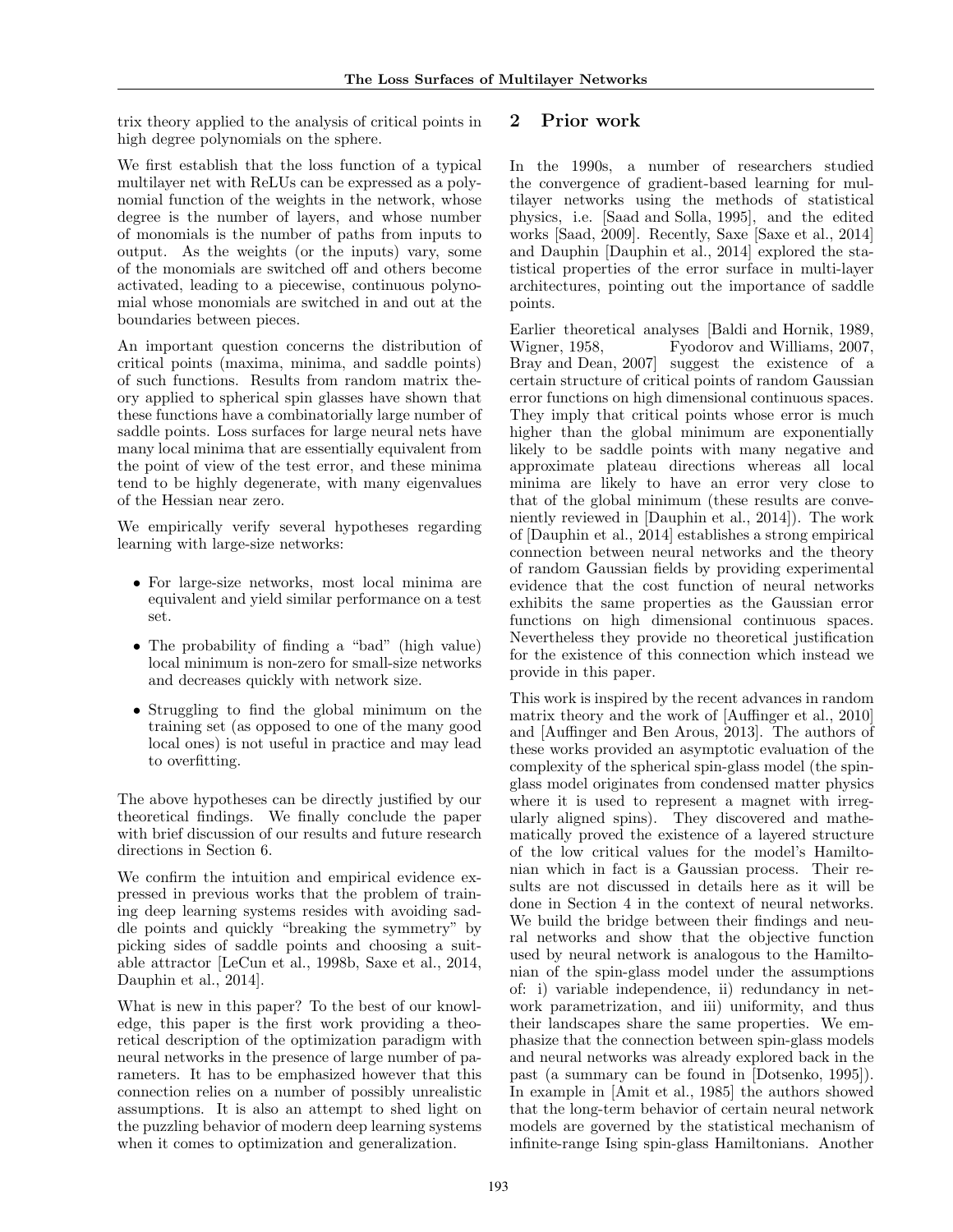trix theory applied to the analysis of critical points in high degree polynomials on the sphere.

We first establish that the loss function of a typical multilayer net with ReLUs can be expressed as a polynomial function of the weights in the network, whose degree is the number of layers, and whose number of monomials is the number of paths from inputs to output. As the weights (or the inputs) vary, some of the monomials are switched off and others become activated, leading to a piecewise, continuous polynomial whose monomials are switched in and out at the boundaries between pieces.

An important question concerns the distribution of critical points (maxima, minima, and saddle points) of such functions. Results from random matrix theory applied to spherical spin glasses have shown that these functions have a combinatorially large number of saddle points. Loss surfaces for large neural nets have many local minima that are essentially equivalent from the point of view of the test error, and these minima tend to be highly degenerate, with many eigenvalues of the Hessian near zero.

We empirically verify several hypotheses regarding learning with large-size networks:

- For large-size networks, most local minima are equivalent and yield similar performance on a test set.
- The probability of finding a "bad" (high value) local minimum is non-zero for small-size networks and decreases quickly with network size.
- Struggling to find the global minimum on the training set (as opposed to one of the many good local ones) is not useful in practice and may lead to overfitting.

The above hypotheses can be directly justified by our theoretical findings. We finally conclude the paper with brief discussion of our results and future research directions in Section 6.

We confirm the intuition and empirical evidence expressed in previous works that the problem of training deep learning systems resides with avoiding saddle points and quickly "breaking the symmetry" by picking sides of saddle points and choosing a suitable attractor [LeCun et al., 1998b, Saxe et al., 2014, Dauphin et al., 2014].

What is new in this paper? To the best of our knowledge, this paper is the first work providing a theoretical description of the optimization paradigm with neural networks in the presence of large number of parameters. It has to be emphasized however that this connection relies on a number of possibly unrealistic assumptions. It is also an attempt to shed light on the puzzling behavior of modern deep learning systems when it comes to optimization and generalization.

## 2 Prior work

In the 1990s, a number of researchers studied the convergence of gradient-based learning for multilayer networks using the methods of statistical physics, i.e. [Saad and Solla, 1995], and the edited works [Saad, 2009]. Recently, Saxe [Saxe et al., 2014] and Dauphin [Dauphin et al., 2014] explored the statistical properties of the error surface in multi-layer architectures, pointing out the importance of saddle points.

Earlier theoretical analyses [Baldi and Hornik, 1989, Wigner, 1958, Fyodorov and Williams, 2007, Bray and Dean, 2007] suggest the existence of a certain structure of critical points of random Gaussian error functions on high dimensional continuous spaces. They imply that critical points whose error is much higher than the global minimum are exponentially likely to be saddle points with many negative and approximate plateau directions whereas all local minima are likely to have an error very close to that of the global minimum (these results are conveniently reviewed in [Dauphin et al., 2014]). The work of [Dauphin et al., 2014] establishes a strong empirical connection between neural networks and the theory of random Gaussian fields by providing experimental evidence that the cost function of neural networks exhibits the same properties as the Gaussian error functions on high dimensional continuous spaces. Nevertheless they provide no theoretical justification for the existence of this connection which instead we provide in this paper.

This work is inspired by the recent advances in random matrix theory and the work of [Auffinger et al., 2010] and [Auffinger and Ben Arous, 2013]. The authors of these works provided an asymptotic evaluation of the complexity of the spherical spin-glass model (the spin-glass model originates from condensed matter physics where it is used to represent a magnet with irregularly aligned spins). They discovered and mathematically proved the existence of a layered structure of the low critical values for the model's Hamiltonian which in fact is a Gaussian process. Their results are not discussed in details here as it will be done in Section 4 in the context of neural networks. We build the bridge between their findings and neural networks and show that the objective function used by neural network is analogous to the Hamiltonian of the spin-glass model under the assumptions of: i) variable independence, ii) redundancy in network parametrization, and iii) uniformity, and thus their landscapes share the same properties. We emphasize that the connection between spin-glass models and neural networks was already explored back in the past (a summary can be found in [Dotsenko, 1995]). In example in [Amit et al., 1985] the authors showed that the long-term behavior of certain neural network models are governed by the statistical mechanism of infinite-range Ising spin-glass Hamiltonians. Another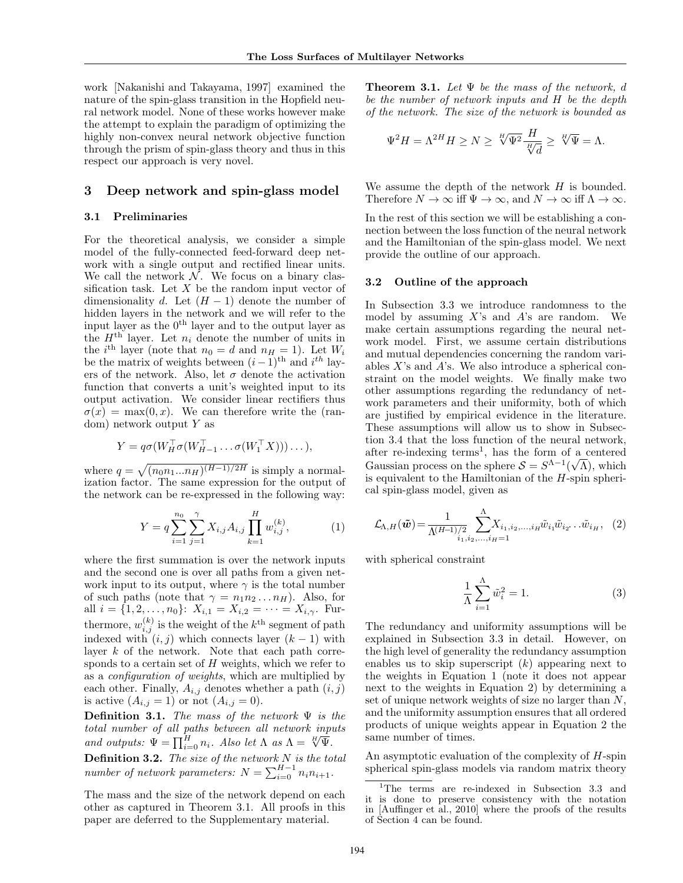work [Nakanishi and Takayama, 1997] examined the nature of the spin-glass transition in the Hopfield neural network model. None of these works however make the attempt to explain the paradigm of optimizing the highly non-convex neural network objective function through the prism of spin-glass theory and thus in this respect our approach is very novel.

## 3 Deep network and spin-glass model

### 3.1 Preliminaries

For the theoretical analysis, we consider a simple model of the fully-connected feed-forward deep network with a single output and rectified linear units. We call the network $\mathcal{N}$. We focus on a binary classification task. Let $X$ be the random input vector of dimensionality $d$. Let $(H-1)$ denote the number of hidden layers in the network and we will refer to the input layer as the $0^{\text{th}}$ layer and to the output layer as the $H^{\text{th}}$ layer. Let $n_i$ denote the number of units in the $i^{\text{th}}$ layer (note that $n_0 = d$ and $n_H = 1$). Let $W_i$ be the matrix of weights between $(i-1)^{\text{th}}$ and $i^{th}$ layers of the network. Also, let $\sigma$ denote the activation function that converts a unit's weighted input to its output activation. We consider linear rectifiers thus $\sigma(x) = \max(0, x)$. We can therefore write the (random) network output $Y$ as

$$Y = q\sigma(W_H^\top \sigma(W_{H-1}^\top \ldots \sigma(W_1^\top X))) \ldots),$$

where $q = \sqrt{(n_0 n_1 \ldots n_H)^{(H-1)/2H}}$ is simply a normalization factor. The same expression for the output of the network can be re-expressed in the following way:

$$Y = q \sum_{i=1}^{n_0} \sum_{j=1}^{\gamma} X_{i,j} A_{i,j} \prod_{k=1}^{H} w_{i,j}^{(k)}, \tag{1}$$

where the first summation is over the network inputs and the second one is over all paths from a given network input to its output, where $\gamma$ is the total number of such paths (note that $\gamma = n_1 n_2 \ldots n_H$). Also, for all $i = \{1, 2, \ldots, n_0\}$: $X_{i,1} = X_{i,2} = \cdots = X_{i,\gamma}$. Furthermore, $w_{i,j}^{(k)}$ is the weight of the $k^{\text{th}}$ segment of path indexed with $(i,j)$ which connects layer $(k-1)$ with layer $k$ of the network. Note that each path corresponds to a certain set of $H$ weights, which we refer to as a *configuration of weights*, which are multiplied by each other. Finally, $A_{i,j}$ denotes whether a path $(i,j)$ is active ($A_{i,j} = 1$) or not ($A_{i,j} = 0$).

**Definition 3.1.** *The mass of the network $\Psi$ is the total number of all paths between all network inputs and outputs: $\Psi = \prod_{i=0}^{H} n_i$. Also let $\Lambda$ as $\Lambda = \sqrt[H]{\Psi}$.*

**Definition 3.2.** *The size of the network $N$ is the total number of network parameters: $N = \sum_{i=0}^{H-1} n_i n_{i+1}$.*

The mass and the size of the network depend on each other as captured in Theorem 3.1. All proofs in this paper are deferred to the Supplementary material.

**Theorem 3.1.** *Let $\Psi$ be the mass of the network, $d$ be the number of network inputs and $H$ be the depth of the network. The size of the network is bounded as*

$$\Psi^2 H = \Lambda^{2H} H \geq N \geq \sqrt[H]{\Psi^2} \frac{H}{\sqrt[H]{d}} \geq \sqrt[H]{\Psi} = \Lambda.$$

We assume the depth of the network $H$ is bounded. Therefore $N \to \infty$ iff $\Psi \to \infty$, and $N \to \infty$ iff $\Lambda \to \infty$.

In the rest of this section we will be establishing a connection between the loss function of the neural network and the Hamiltonian of the spin-glass model. We next provide the outline of our approach.

### 3.2 Outline of the approach

In Subsection 3.3 we introduce randomness to the model by assuming $X$'s and $A$'s are random. We make certain assumptions regarding the neural network model. First, we assume certain distributions and mutual dependencies concerning the random variables $X$'s and $A$'s. We also introduce a spherical constraint on the model weights. We finally make two other assumptions regarding the redundancy of network parameters and their uniformity, both of which are justified by empirical evidence in the literature. These assumptions will allow us to show in Subsection 3.4 that the loss function of the neural network, after re-indexing terms[1], has the form of a centered Gaussian process on the sphere $\mathcal{S} = S^{\Lambda-1}(\sqrt{\Lambda})$, which is equivalent to the Hamiltonian of the $H$-spin spherical spin-glass model, given as

$$\mathcal{L}_{\Lambda,H}(\tilde{\boldsymbol{w}}) = \frac{1}{\Lambda^{(H-1)/2}} \sum_{i_1, i_2, \ldots, i_H = 1}^{\Lambda} X_{i_1, i_2, \ldots, i_H} \tilde{w}_{i_1} \tilde{w}_{i_2} \ldots \tilde{w}_{i_H}, \tag{2}$$

with spherical constraint

$$\frac{1}{\Lambda} \sum_{i=1}^{\Lambda} \tilde{w}_i^2 = 1. \tag{3}$$

The redundancy and uniformity assumptions will be explained in Subsection 3.3 in detail. However, on the high level of generality the redundancy assumption enables us to skip superscript $(k)$ appearing next to the weights in Equation 1 (note it does not appear next to the weights in Equation 2) by determining a set of unique network weights of size no larger than $N$, and the uniformity assumption ensures that all ordered products of unique weights appear in Equation 2 the same number of times.

An asymptotic evaluation of the complexity of $H$-spin spherical spin-glass models via random matrix theory

[1] The terms are re-indexed in Subsection 3.3 and it is done to preserve consistency with the notation in [Auffinger et al., 2010] where the proofs of the results of Section 4 can be found.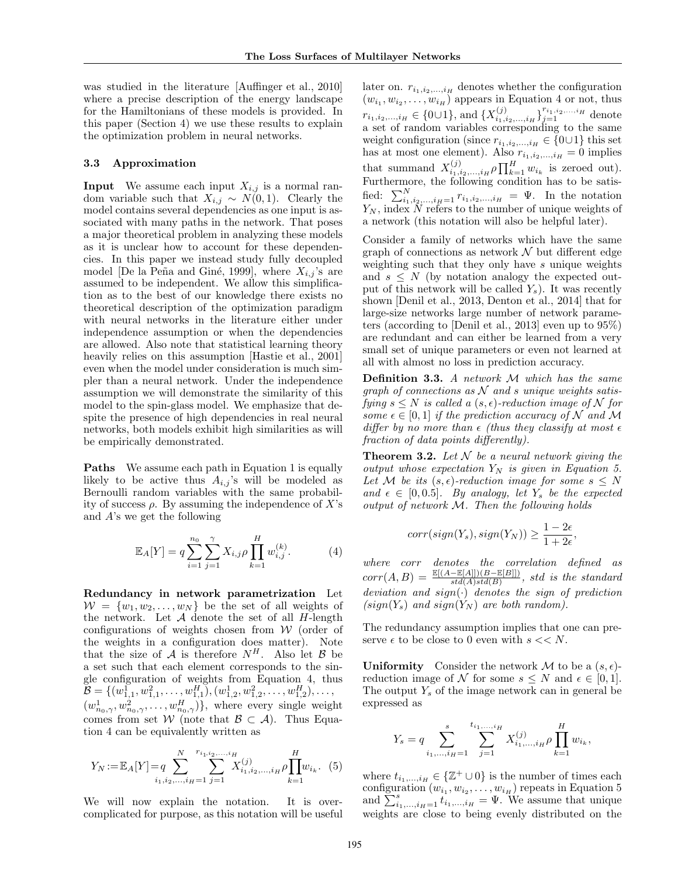was studied in the literature [Auffinger et al., 2010] where a precise description of the energy landscape for the Hamiltonians of these models is provided. In this paper (Section 4) we use these results to explain the optimization problem in neural networks.

### 3.3 Approximation

**Input** We assume each input $X_{i,j}$ is a normal random variable such that $X_{i,j} \sim N(0,1)$. Clearly the model contains several dependencies as one input is associated with many paths in the network. That poses a major theoretical problem in analyzing these models as it is unclear how to account for these dependencies. In this paper we instead study fully decoupled model [De la Peña and Giné, 1999], where $X_{i,j}$'s are assumed to be independent. We allow this simplification as to the best of our knowledge there exists no theoretical description of the optimization paradigm with neural networks in the literature either under independence assumption or when the dependencies are allowed. Also note that statistical learning theory heavily relies on this assumption [Hastie et al., 2001] even when the model under consideration is much simpler than a neural network. Under the independence assumption we will demonstrate the similarity of this model to the spin-glass model. We emphasize that despite the presence of high dependencies in real neural networks, both models exhibit high similarities as will be empirically demonstrated.

**Paths** We assume each path in Equation 1 is equally likely to be active thus $A_{i,j}$'s will be modeled as Bernoulli random variables with the same probability of success $\rho$. By assuming the independence of $X$'s and $A$'s we get the following

$$\mathbb{E}_A[Y] = q \sum_{i=1}^{n_0} \sum_{j=1}^{\gamma} X_{i,j} \rho \prod_{k=1}^{H} w_{i,j}^{(k)}. \tag{4}$$

**Redundancy in network parametrization** Let $\mathcal{W} = \{w_1, w_2, \ldots, w_N\}$ be the set of all weights of the network. Let $\mathcal{A}$ denote the set of all $H$-length configurations of weights chosen from $\mathcal{W}$ (order of the weights in a configuration does matter). Note that the size of $\mathcal{A}$ is therefore $N^H$. Also let $\mathcal{B}$ be a set such that each element corresponds to the single configuration of weights from Equation 4, thus $\mathcal{B} = \{(w_{1,1}^1, w_{1,1}^2, \ldots, w_{1,1}^H), (w_{1,2}^1, w_{1,2}^2, \ldots, w_{1,2}^H), \ldots, (w_{n_0,\gamma}^1, w_{n_0,\gamma}^2, \ldots, w_{n_0,\gamma}^H)\}$, where every single weight comes from set $\mathcal{W}$ (note that $\mathcal{B} \subset \mathcal{A}$). Thus Equation 4 can be equivalently written as

$$Y_N := \mathbb{E}_A[Y] = q \sum_{i_1,i_2,\ldots,i_H=1}^{N} \sum_{j=1}^{r_{i_1,i_2,\ldots,i_H}} X_{i_1,i_2,\ldots,i_H}^{(j)} \rho \prod_{k=1}^{H} w_{i_k}. \tag{5}$$

We will now explain the notation. It is over-complicated for purpose, as this notation will be useful later on. $r_{i_1,i_2,\ldots,i_H}$ denotes whether the configuration $(w_{i_1}, w_{i_2}, \ldots, w_{i_H})$ appears in Equation 4 or not, thus $r_{i_1,i_2,\ldots,i_H} \in \{0 \cup 1\}$, and $\{X_{i_1,i_2,\ldots,i_H}^{(j)}\}_{j=1}^{r_{i_1,i_2,\ldots,i_H}}$ denote a set of random variables corresponding to the same weight configuration (since $r_{i_1,i_2,\ldots,i_H} \in \{0 \cup 1\}$ this set has at most one element). Also $r_{i_1,i_2,\ldots,i_H} = 0$ implies that summand $X_{i_1,i_2,\ldots,i_H}^{(j)} \rho \prod_{k=1}^{H} w_{i_k}$ is zeroed out). Furthermore, the following condition has to be satisfied: $\sum_{i_1,i_2,\ldots,i_H=1}^{N} r_{i_1,i_2,\ldots,i_H} = \Psi$. In the notation $Y_N$, index $N$ refers to the number of unique weights of a network (this notation will also be helpful later).

Consider a family of networks which have the same graph of connections as network $\mathcal{N}$ but different edge weighting such that they only have $s$ unique weights and $s \leq N$ (by notation analogy the expected output of this network will be called $Y_s$). It was recently shown [Denil et al., 2013, Denton et al., 2014] that for large-size networks large number of network parameters (according to [Denil et al., 2013] even up to 95%) are redundant and can either be learned from a very small set of unique parameters or even not learned at all with almost no loss in prediction accuracy.

**Definition 3.3.** *A network $\mathcal{M}$ which has the same graph of connections as $\mathcal{N}$ and $s$ unique weights satisfying $s \leq N$ is called a $(s, \epsilon)$-reduction image of $\mathcal{N}$ for some $\epsilon \in [0,1]$ if the prediction accuracy of $\mathcal{N}$ and $\mathcal{M}$ differ by no more than $\epsilon$ (thus they classify at most $\epsilon$ fraction of data points differently).*

**Theorem 3.2.** *Let $\mathcal{N}$ be a neural network giving the output whose expectation $Y_N$ is given in Equation 5. Let $\mathcal{M}$ be its $(s, \epsilon)$-reduction image for some $s \leq N$ and $\epsilon \in [0, 0.5]$. By analogy, let $Y_s$ be the expected output of network $\mathcal{M}$. Then the following holds*

$$corr(sign(Y_s), sign(Y_N)) \geq \frac{1 - 2\epsilon}{1 + 2\epsilon},$$

*where corr denotes the correlation defined as $corr(A, B) = \frac{\mathbb{E}[(A - \mathbb{E}[A]])(B - \mathbb{E}[B]])}{std(A)std(B)}$, std is the standard deviation and $sign(\cdot)$ denotes the sign of prediction ($sign(Y_s)$ and $sign(Y_N)$ are both random).*

The redundancy assumption implies that one can preserve $\epsilon$ to be close to 0 even with $s << N$.

**Uniformity** Consider the network $\mathcal{M}$ to be a $(s, \epsilon)$-reduction image of $\mathcal{N}$ for some $s \leq N$ and $\epsilon \in [0, 1]$. The output $Y_s$ of the image network can in general be expressed as

$$Y_s = q \sum_{i_1,\ldots,i_H=1}^{s} \sum_{j=1}^{t_{i_1,\ldots,i_H}} X_{i_1,\ldots,i_H}^{(j)} \rho \prod_{k=1}^{H} w_{i_k},$$

where $t_{i_1,\ldots,i_H} \in \{\mathbb{Z}^+ \cup 0\}$ is the number of times each configuration $(w_{i_1}, w_{i_2}, \ldots, w_{i_H})$ repeats in Equation 5 and $\sum_{i_1,\ldots,i_H=1}^{s} t_{i_1,\ldots,i_H} = \Psi$. We assume that unique weights are close to being evenly distributed on the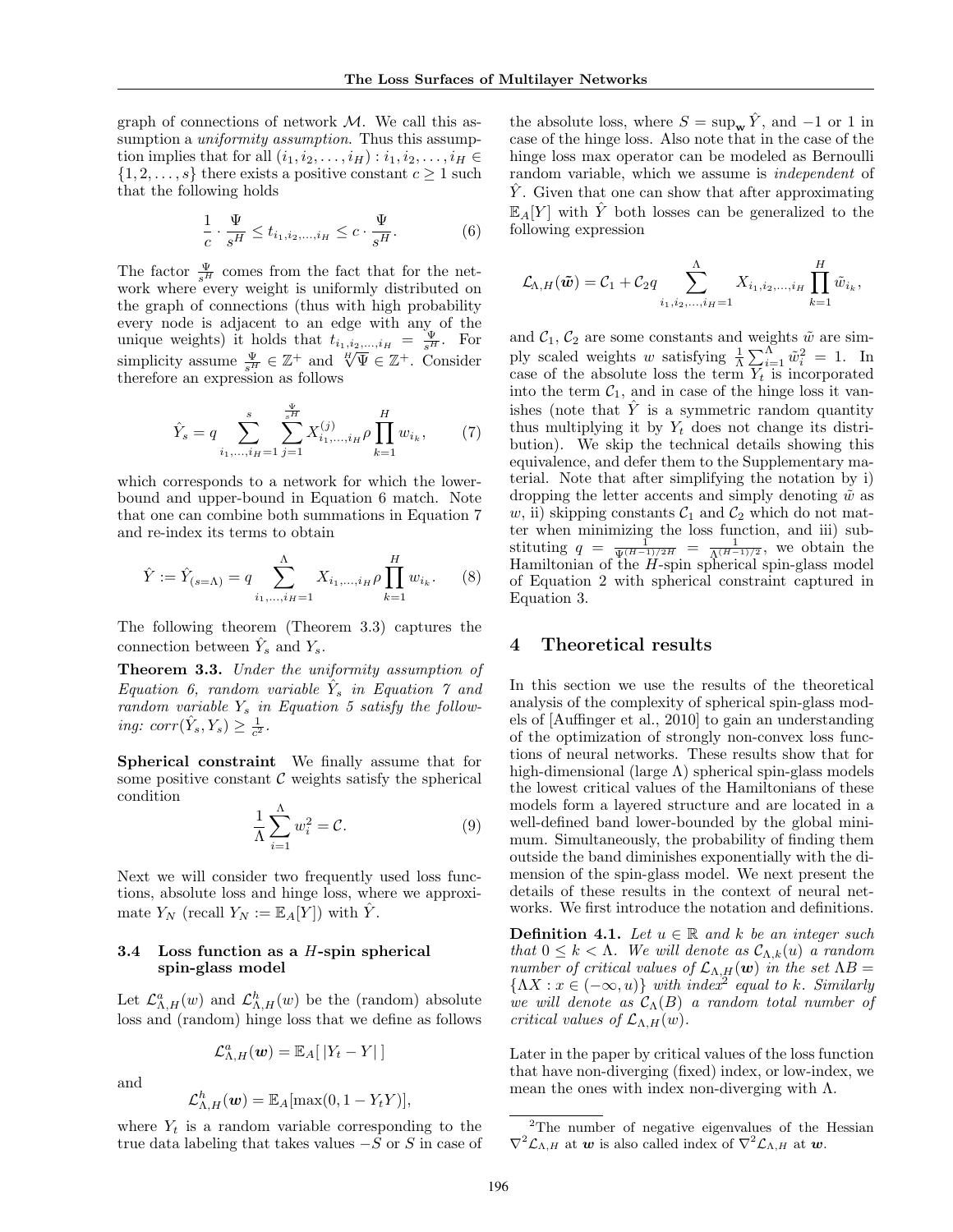graph of connections of network $\mathcal{M}$. We call this assumption a *uniformity assumption*. Thus this assumption implies that for all $(i_1, i_2, \ldots, i_H) : i_1, i_2, \ldots, i_H \in \{1, 2, \ldots, s\}$ there exists a positive constant $c \geq 1$ such that the following holds

$$\frac{1}{c} \cdot \frac{\Psi}{s^H} \leq t_{i_1,i_2,\ldots,i_H} \leq c \cdot \frac{\Psi}{s^H}. \tag{6}$$

The factor $\frac{\Psi}{s^H}$ comes from the fact that for the network where every weight is uniformly distributed on the graph of connections (thus with high probability every node is adjacent to an edge with any of the unique weights) it holds that $t_{i_1,i_2,\ldots,i_H} = \frac{\Psi}{s^H}$. For simplicity assume $\frac{\Psi}{s^H} \in \mathbb{Z}^+$ and $\sqrt[H]{\Psi} \in \mathbb{Z}^+$. Consider therefore an expression as follows

$$\hat{Y}_s = q \sum_{i_1,\ldots,i_H=1}^{s} \sum_{j=1}^{\frac{\Psi}{s^H}} X_{i_1,\ldots,i_H}^{(j)} \rho \prod_{k=1}^{H} w_{i_k}, \tag{7}$$

which corresponds to a network for which the lower-bound and upper-bound in Equation 6 match. Note that one can combine both summations in Equation 7 and re-index its terms to obtain

$$\hat{Y} := \hat{Y}_{(s=\Lambda)} = q \sum_{i_1,\ldots,i_H=1}^{\Lambda} X_{i_1,\ldots,i_H} \rho \prod_{k=1}^{H} w_{i_k}. \tag{8}$$

The following theorem (Theorem 3.3) captures the connection between $\hat{Y}_s$ and $Y_s$.

**Theorem 3.3.** *Under the uniformity assumption of Equation 6, random variable $\hat{Y}_s$ in Equation 7 and random variable $Y_s$ in Equation 5 satisfy the following: $corr(\hat{Y}_s, Y_s) \geq \frac{1}{c^2}$.*

**Spherical constraint** We finally assume that for some positive constant $\mathcal{C}$ weights satisfy the spherical condition

$$\frac{1}{\Lambda} \sum_{i=1}^{\Lambda} w_i^2 = \mathcal{C}. \tag{9}$$

Next we will consider two frequently used loss functions, absolute loss and hinge loss, where we approximate $Y_N$ (recall $Y_N := \mathbb{E}_A[Y]$) with $\hat{Y}$.

### 3.4 Loss function as a $H$-spin spherical spin-glass model

Let $\mathcal{L}^a_{\Lambda,H}(w)$ and $\mathcal{L}^h_{\Lambda,H}(w)$ be the (random) absolute loss and (random) hinge loss that we define as follows

$$\mathcal{L}^a_{\Lambda,H}(\boldsymbol{w}) = \mathbb{E}_A[\, |Y_t - Y| \,]$$

and

$$\mathcal{L}^h_{\Lambda,H}(\boldsymbol{w}) = \mathbb{E}_A[\max(0, 1 - Y_t Y)],$$

where $Y_t$ is a random variable corresponding to the true data labeling that takes values $-S$ or $S$ in case of the absolute loss, where $S = \sup_{\mathbf{w}} \hat{Y}$, and $-1$ or $1$ in case of the hinge loss. Also note that in the case of the hinge loss max operator can be modeled as Bernoulli random variable, which we assume is *independent* of $\hat{Y}$. Given that one can show that after approximating $\mathbb{E}_A[Y]$ with $\hat{Y}$ both losses can be generalized to the following expression

$$\mathcal{L}_{\Lambda,H}(\tilde{\boldsymbol{w}}) = \mathcal{C}_1 + \mathcal{C}_2 q \sum_{i_1,i_2,\ldots,i_H=1}^{\Lambda} X_{i_1,i_2,\ldots,i_H} \prod_{k=1}^{H} \tilde{w}_{i_k},$$

and $\mathcal{C}_1$, $\mathcal{C}_2$ are some constants and weights $\tilde{w}$ are simply scaled weights $w$ satisfying $\frac{1}{\Lambda}\sum_{i=1}^{\Lambda} \tilde{w}_i^2 = 1$. In case of the absolute loss the term $Y_t$ is incorporated into the term $\mathcal{C}_1$, and in case of the hinge loss it vanishes (note that $\hat{Y}$ is a symmetric random quantity thus multiplying it by $Y_t$ does not change its distribution). We skip the technical details showing this equivalence, and defer them to the Supplementary material. Note that after simplifying the notation by i) dropping the letter accents and simply denoting $\tilde{w}$ as $w$, ii) skipping constants $\mathcal{C}_1$ and $\mathcal{C}_2$ which do not matter when minimizing the loss function, and iii) substituting $q = \frac{1}{\Psi^{(H-1)/2H}} = \frac{1}{\Lambda^{(H-1)/2}}$, we obtain the Hamiltonian of the $H$-spin spherical spin-glass model of Equation 2 with spherical constraint captured in Equation 3.

## 4 Theoretical results

In this section we use the results of the theoretical analysis of the complexity of spherical spin-glass models of [Auffinger et al., 2010] to gain an understanding of the optimization of strongly non-convex loss functions of neural networks. These results show that for high-dimensional (large $\Lambda$) spherical spin-glass models the lowest critical values of the Hamiltonians of these models form a layered structure and are located in a well-defined band lower-bounded by the global minimum. Simultaneously, the probability of finding them outside the band diminishes exponentially with the dimension of the spin-glass model. We next present the details of these results in the context of neural networks. We first introduce the notation and definitions.

**Definition 4.1.** *Let $u \in \mathbb{R}$ and $k$ be an integer such that $0 \leq k < \Lambda$. We will denote as $\mathcal{C}_{\Lambda,k}(u)$ a random number of critical values of $\mathcal{L}_{\Lambda,H}(\boldsymbol{w})$ in the set $\Lambda B = \{\Lambda X : x \in (-\infty, u)\}$ with index[2] equal to $k$. Similarly we will denote as $\mathcal{C}_{\Lambda}(B)$ a random total number of critical values of $\mathcal{L}_{\Lambda,H}(w)$.*

Later in the paper by critical values of the loss function that have non-diverging (fixed) index, or low-index, we mean the ones with index non-diverging with $\Lambda$.

[2] The number of negative eigenvalues of the Hessian $\nabla^2 \mathcal{L}_{\Lambda,H}$ at $\boldsymbol{w}$ is also called index of $\nabla^2 \mathcal{L}_{\Lambda,H}$ at $\boldsymbol{w}$.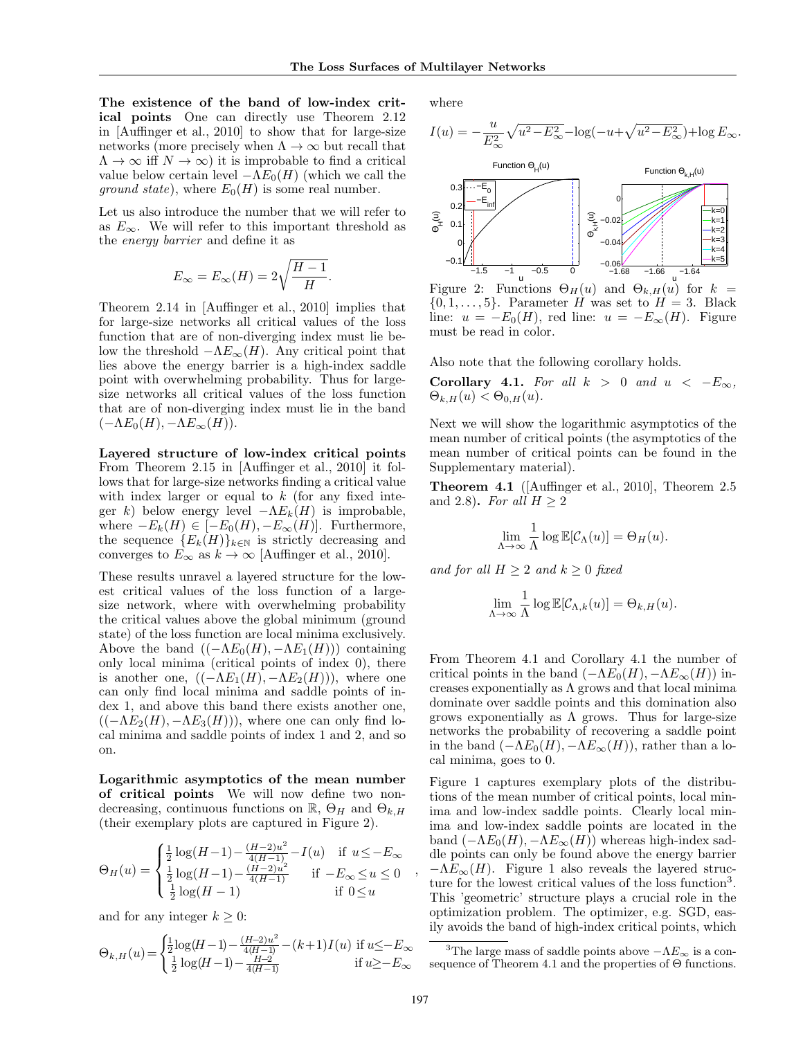**The existence of the band of low-index critical points** One can directly use Theorem 2.12 in [Auffinger et al., 2010] to show that for large-size networks (more precisely when $\Lambda \to \infty$ but recall that $\Lambda \to \infty$ iff $N \to \infty$) it is improbable to find a critical value below certain level $-\Lambda E_0(H)$ (which we call the *ground state*), where $E_0(H)$ is some real number.

Let us also introduce the number that we will refer to as $E_\infty$. We will refer to this important threshold as the *energy barrier* and define it as

$$E_\infty = E_\infty(H) = 2\sqrt{\frac{H-1}{H}}.$$

Theorem 2.14 in [Auffinger et al., 2010] implies that for large-size networks all critical values of the loss function that are of non-diverging index must lie below the threshold $-\Lambda E_\infty(H)$. Any critical point that lies above the energy barrier is a high-index saddle point with overwhelming probability. Thus for large-size networks all critical values of the loss function that are of non-diverging index must lie in the band $(-\Lambda E_0(H), -\Lambda E_\infty(H))$.

**Layered structure of low-index critical points** From Theorem 2.15 in [Auffinger et al., 2010] it follows that for large-size networks finding a critical value with index larger or equal to $k$ (for any fixed integer $k$) below energy level $-\Lambda E_k(H)$ is improbable, where $-E_k(H) \in [-E_0(H), -E_\infty(H)]$. Furthermore, the sequence $\{E_k(H)\}_{k\in\mathbb{N}}$ is strictly decreasing and converges to $E_\infty$ as $k \to \infty$ [Auffinger et al., 2010].

These results unravel a layered structure for the lowest critical values of the loss function of a large-size network, where with overwhelming probability the critical values above the global minimum (ground state) of the loss function are local minima exclusively. Above the band $((-\Lambda E_0(H), -\Lambda E_1(H)))$ containing only local minima (critical points of index 0), there is another one, $((-\Lambda E_1(H), -\Lambda E_2(H)))$, where one can only find local minima and saddle points of index 1, and above this band there exists another one, $((-\Lambda E_2(H), -\Lambda E_3(H)))$, where one can only find local minima and saddle points of index 1 and 2, and so on.

**Logarithmic asymptotics of the mean number of critical points** We will now define two non-decreasing, continuous functions on $\mathbb{R}$, $\Theta_H$ and $\Theta_{k,H}$ (their exemplary plots are captured in Figure 2).

$$\Theta_H(u) = \begin{cases} \frac{1}{2}\log(H-1) - \frac{(H-2)u^2}{4(H-1)} - I(u) & \text{if } u \le -E_\infty \\ \frac{1}{2}\log(H-1) - \frac{(H-2)u^2}{4(H-1)} & \text{if } -E_\infty \le u \le 0 \\ \frac{1}{2}\log(H-1) & \text{if } 0 \le u \end{cases},$$

and for any integer $k \ge 0$:

$$\Theta_{k,H}(u) = \begin{cases} \frac{1}{2}\log(H-1) - \frac{(H-2)u^2}{4(H-1)} - (k+1)I(u) & \text{if } u \le -E_\infty \\ \frac{1}{2}\log(H-1) - \frac{H-2}{4(H-1)} & \text{if } u \ge -E_\infty \end{cases}$$

where

$$I(u) = -\frac{u}{E_\infty^2}\sqrt{u^2 - E_\infty^2} - \log(-u + \sqrt{u^2 - E_\infty^2}) + \log E_\infty.$$

Figure 2: Functions $\Theta_H(u)$ and $\Theta_{k,H}(u)$ for $k = \{0, 1, \ldots, 5\}$. Parameter $H$ was set to $H = 3$. Black line: $u = -E_0(H)$, red line: $u = -E_\infty(H)$. Figure must be read in color.

Also note that the following corollary holds.

**Corollary 4.1.** *For all $k > 0$ and $u < -E_\infty$, $\Theta_{k,H}(u) < \Theta_{0,H}(u)$.*

Next we will show the logarithmic asymptotics of the mean number of critical points (the asymptotics of the mean number of critical points can be found in the Supplementary material).

**Theorem 4.1** ([Auffinger et al., 2010], Theorem 2.5 and 2.8)**.** *For all $H \ge 2$*

$$\lim_{\Lambda\to\infty} \frac{1}{\Lambda} \log \mathbb{E}[\mathcal{C}_\Lambda(u)] = \Theta_H(u).$$

*and for all $H \ge 2$ and $k \ge 0$ fixed*

$$\lim_{\Lambda\to\infty} \frac{1}{\Lambda} \log \mathbb{E}[\mathcal{C}_{\Lambda,k}(u)] = \Theta_{k,H}(u).$$

From Theorem 4.1 and Corollary 4.1 the number of critical points in the band $(-\Lambda E_0(H), -\Lambda E_\infty(H))$ increases exponentially as $\Lambda$ grows and that local minima dominate over saddle points and this domination also grows exponentially as $\Lambda$ grows. Thus for large-size networks the probability of recovering a saddle point in the band $(-\Lambda E_0(H), -\Lambda E_\infty(H))$, rather than a local minima, goes to 0.

Figure 1 captures exemplary plots of the distributions of the mean number of critical points, local minima and low-index saddle points. Clearly local minima and low-index saddle points are located in the band $(-\Lambda E_0(H), -\Lambda E_\infty(H))$ whereas high-index saddle points can only be found above the energy barrier $-\Lambda E_\infty(H)$. Figure 1 also reveals the layered structure for the lowest critical values of the loss function[3]. This 'geometric' structure plays a crucial role in the optimization problem. The optimizer, e.g. SGD, easily avoids the band of high-index critical points, which

[3]The large mass of saddle points above $-\Lambda E_\infty$ is a consequence of Theorem 4.1 and the properties of $\Theta$ functions.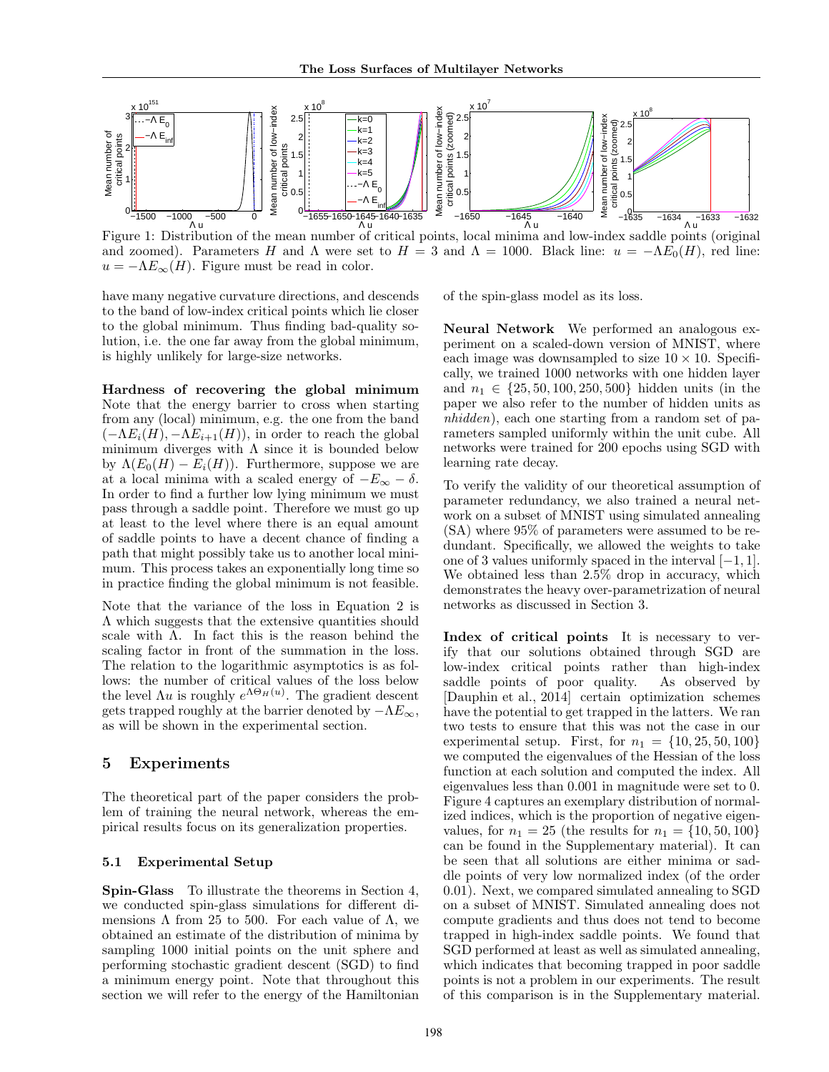Figure 1: Distribution of the mean number of critical points, local minima and low-index saddle points (original and zoomed). Parameters $H$ and $\Lambda$ were set to $H = 3$ and $\Lambda = 1000$. Black line: $u = -\Lambda E_0(H)$, red line: $u = -\Lambda E_\infty(H)$. Figure must be read in color.

have many negative curvature directions, and descends to the band of low-index critical points which lie closer to the global minimum. Thus finding bad-quality solution, i.e. the one far away from the global minimum, is highly unlikely for large-size networks.

**Hardness of recovering the global minimum** Note that the energy barrier to cross when starting from any (local) minimum, e.g. the one from the band $(-\Lambda E_i(H), -\Lambda E_{i+1}(H))$, in order to reach the global minimum diverges with $\Lambda$ since it is bounded below by $\Lambda(E_0(H) - E_i(H))$. Furthermore, suppose we are at a local minima with a scaled energy of $-E_\infty - \delta$. In order to find a further low lying minimum we must pass through a saddle point. Therefore we must go up at least to the level where there is an equal amount of saddle points to have a decent chance of finding a path that might possibly take us to another local minimum. This process takes an exponentially long time so in practice finding the global minimum is not feasible.

Note that the variance of the loss in Equation 2 is $\Lambda$ which suggests that the extensive quantities should scale with $\Lambda$. In fact this is the reason behind the scaling factor in front of the summation in the loss. The relation to the logarithmic asymptotics is as follows: the number of critical values of the loss below the level $\Lambda u$ is roughly $e^{\Lambda \Theta_H(u)}$. The gradient descent gets trapped roughly at the barrier denoted by $-\Lambda E_\infty$, as will be shown in the experimental section.

## 5 Experiments

The theoretical part of the paper considers the problem of training the neural network, whereas the empirical results focus on its generalization properties.

### 5.1 Experimental Setup

**Spin-Glass** To illustrate the theorems in Section 4, we conducted spin-glass simulations for different dimensions $\Lambda$ from 25 to 500. For each value of $\Lambda$, we obtained an estimate of the distribution of minima by sampling 1000 initial points on the unit sphere and performing stochastic gradient descent (SGD) to find a minimum energy point. Note that throughout this section we will refer to the energy of the Hamiltonian of the spin-glass model as its loss.

**Neural Network** We performed an analogous experiment on a scaled-down version of MNIST, where each image was downsampled to size $10 \times 10$. Specifically, we trained 1000 networks with one hidden layer and $n_1 \in \{25, 50, 100, 250, 500\}$ hidden units (in the paper we also refer to the number of hidden units as *nhidden*), each one starting from a random set of parameters sampled uniformly within the unit cube. All networks were trained for 200 epochs using SGD with learning rate decay.

To verify the validity of our theoretical assumption of parameter redundancy, we also trained a neural network on a subset of MNIST using simulated annealing (SA) where 95% of parameters were assumed to be redundant. Specifically, we allowed the weights to take one of 3 values uniformly spaced in the interval $[-1, 1]$. We obtained less than 2.5% drop in accuracy, which demonstrates the heavy over-parametrization of neural networks as discussed in Section 3.

**Index of critical points** It is necessary to verify that our solutions obtained through SGD are low-index critical points rather than high-index saddle points of poor quality. As observed by [Dauphin et al., 2014] certain optimization schemes have the potential to get trapped in the latters. We ran two tests to ensure that this was not the case in our experimental setup. First, for $n_1 = \{10, 25, 50, 100\}$ we computed the eigenvalues of the Hessian of the loss function at each solution and computed the index. All eigenvalues less than 0.001 in magnitude were set to 0. Figure 4 captures an exemplary distribution of normalized indices, which is the proportion of negative eigenvalues, for $n_1 = 25$ (the results for $n_1 = \{10, 50, 100\}$ can be found in the Supplementary material). It can be seen that all solutions are either minima or saddle points of very low normalized index (of the order 0.01). Next, we compared simulated annealing to SGD on a subset of MNIST. Simulated annealing does not compute gradients and thus does not tend to become trapped in high-index saddle points. We found that SGD performed at least as well as simulated annealing, which indicates that becoming trapped in poor saddle points is not a problem in our experiments. The result of this comparison is in the Supplementary material.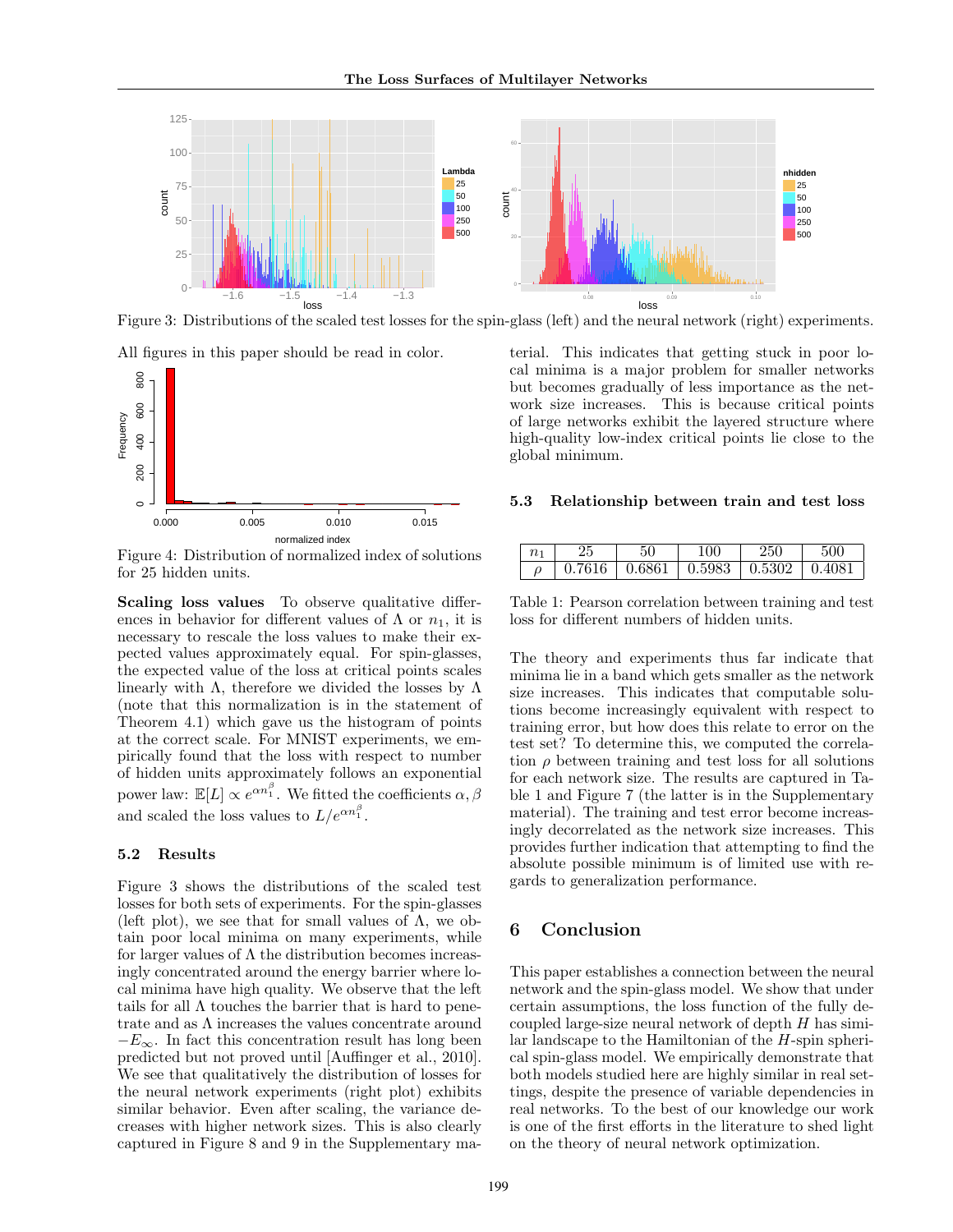Figure 3: Distributions of the scaled test losses for the spin-glass (left) and the neural network (right) experiments.

All figures in this paper should be read in color.

Figure 4: Distribution of normalized index of solutions for 25 hidden units.

**Scaling loss values** To observe qualitative differences in behavior for different values of $\Lambda$ or $n_1$, it is necessary to rescale the loss values to make their expected values approximately equal. For spin-glasses, the expected value of the loss at critical points scales linearly with $\Lambda$, therefore we divided the losses by $\Lambda$ (note that this normalization is in the statement of Theorem 4.1) which gave us the histogram of points at the correct scale. For MNIST experiments, we empirically found that the loss with respect to number of hidden units approximately follows an exponential power law: $\mathbb{E}[L] \propto e^{\alpha n_1^{\beta}}$. We fitted the coefficients $\alpha, \beta$ and scaled the loss values to $L/e^{\alpha n_1^{\beta}}$.

### 5.2 Results

Figure 3 shows the distributions of the scaled test losses for both sets of experiments. For the spin-glasses (left plot), we see that for small values of $\Lambda$, we obtain poor local minima on many experiments, while for larger values of $\Lambda$ the distribution becomes increasingly concentrated around the energy barrier where local minima have high quality. We observe that the left tails for all $\Lambda$ touches the barrier that is hard to penetrate and as $\Lambda$ increases the values concentrate around $-E_{\infty}$. In fact this concentration result has long been predicted but not proved until [Auffinger et al., 2010]. We see that qualitatively the distribution of losses for the neural network experiments (right plot) exhibits similar behavior. Even after scaling, the variance decreases with higher network sizes. This is also clearly captured in Figure 8 and 9 in the Supplementary material. This indicates that getting stuck in poor local minima is a major problem for smaller networks but becomes gradually of less importance as the network size increases. This is because critical points of large networks exhibit the layered structure where high-quality low-index critical points lie close to the global minimum.

### 5.3 Relationship between train and test loss

| $n_1$ | 25 | 50 | 100 | 250 | 500 |
|---|---|---|---|---|---|
| $\rho$ | 0.7616 | 0.6861 | 0.5983 | 0.5302 | 0.4081 |

Table 1: Pearson correlation between training and test loss for different numbers of hidden units.

The theory and experiments thus far indicate that minima lie in a band which gets smaller as the network size increases. This indicates that computable solutions become increasingly equivalent with respect to training error, but how does this relate to error on the test set? To determine this, we computed the correlation $\rho$ between training and test loss for all solutions for each network size. The results are captured in Table 1 and Figure 7 (the latter is in the Supplementary material). The training and test error become increasingly decorrelated as the network size increases. This provides further indication that attempting to find the absolute possible minimum is of limited use with regards to generalization performance.

## 6 Conclusion

This paper establishes a connection between the neural network and the spin-glass model. We show that under certain assumptions, the loss function of the fully decoupled large-size neural network of depth $H$ has similar landscape to the Hamiltonian of the $H$-spin spherical spin-glass model. We empirically demonstrate that both models studied here are highly similar in real settings, despite the presence of variable dependencies in real networks. To the best of our knowledge our work is one of the first efforts in the literature to shed light on the theory of neural network optimization.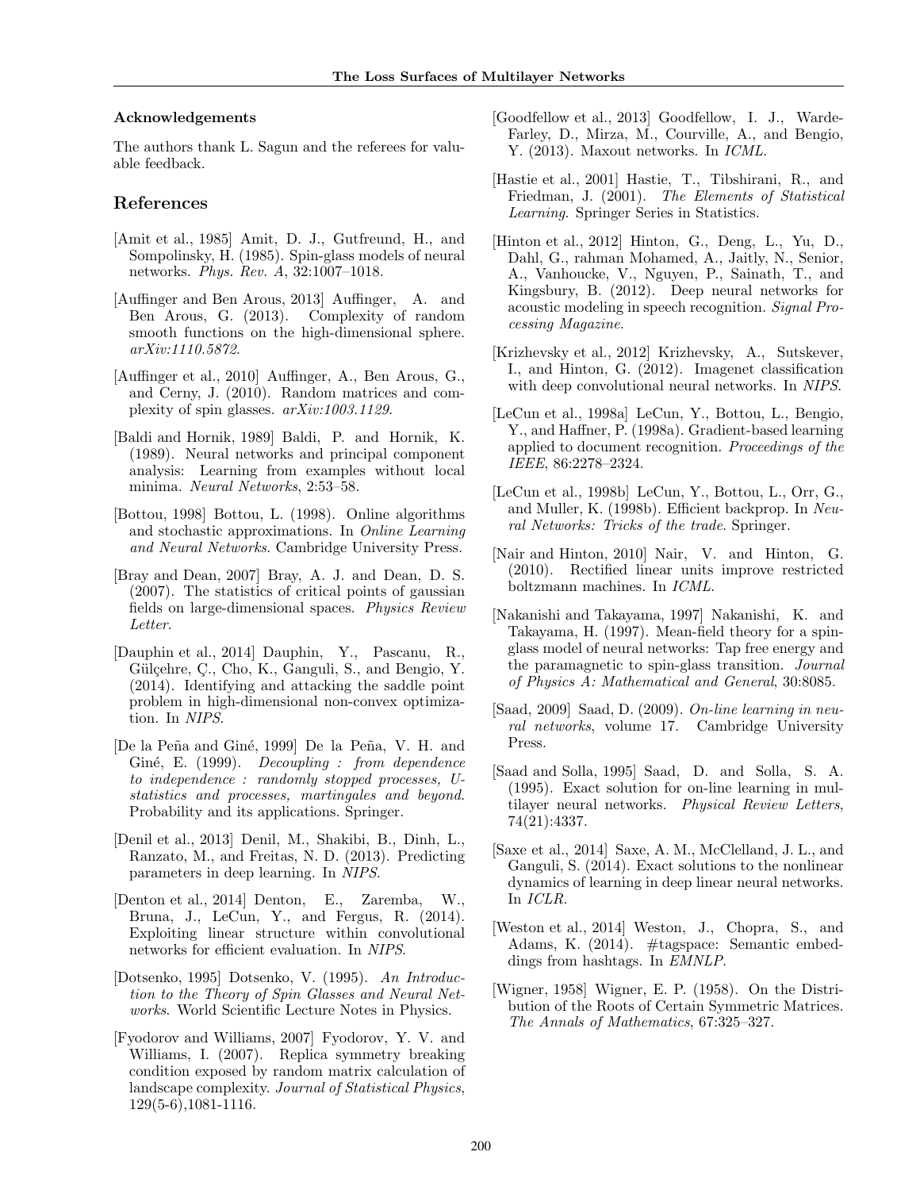### Acknowledgements

The authors thank L. Sagun and the referees for valuable feedback.

## References

[Amit et al., 1985] Amit, D. J., Gutfreund, H., and Sompolinsky, H. (1985). Spin-glass models of neural networks. *Phys. Rev. A*, 32:1007–1018.

[Auffinger and Ben Arous, 2013] Auffinger, A. and Ben Arous, G. (2013). Complexity of random smooth functions on the high-dimensional sphere. *arXiv:1110.5872*.

[Auffinger et al., 2010] Auffinger, A., Ben Arous, G., and Cerny, J. (2010). Random matrices and complexity of spin glasses. *arXiv:1003.1129*.

[Baldi and Hornik, 1989] Baldi, P. and Hornik, K. (1989). Neural networks and principal component analysis: Learning from examples without local minima. *Neural Networks*, 2:53–58.

[Bottou, 1998] Bottou, L. (1998). Online algorithms and stochastic approximations. In *Online Learning and Neural Networks*. Cambridge University Press.

[Bray and Dean, 2007] Bray, A. J. and Dean, D. S. (2007). The statistics of critical points of gaussian fields on large-dimensional spaces. *Physics Review Letter*.

[Dauphin et al., 2014] Dauphin, Y., Pascanu, R., Gülçehre, Ç., Cho, K., Ganguli, S., and Bengio, Y. (2014). Identifying and attacking the saddle point problem in high-dimensional non-convex optimization. In *NIPS*.

[De la Peña and Giné, 1999] De la Peña, V. H. and Giné, E. (1999). *Decoupling : from dependence to independence : randomly stopped processes, U-statistics and processes, martingales and beyond*. Probability and its applications. Springer.

[Denil et al., 2013] Denil, M., Shakibi, B., Dinh, L., Ranzato, M., and Freitas, N. D. (2013). Predicting parameters in deep learning. In *NIPS*.

[Denton et al., 2014] Denton, E., Zaremba, W., Bruna, J., LeCun, Y., and Fergus, R. (2014). Exploiting linear structure within convolutional networks for efficient evaluation. In *NIPS*.

[Dotsenko, 1995] Dotsenko, V. (1995). *An Introduction to the Theory of Spin Glasses and Neural Networks*. World Scientific Lecture Notes in Physics.

[Fyodorov and Williams, 2007] Fyodorov, Y. V. and Williams, I. (2007). Replica symmetry breaking condition exposed by random matrix calculation of landscape complexity. *Journal of Statistical Physics*, 129(5-6),1081-1116.

[Goodfellow et al., 2013] Goodfellow, I. J., Warde-Farley, D., Mirza, M., Courville, A., and Bengio, Y. (2013). Maxout networks. In *ICML*.

[Hastie et al., 2001] Hastie, T., Tibshirani, R., and Friedman, J. (2001). *The Elements of Statistical Learning*. Springer Series in Statistics.

[Hinton et al., 2012] Hinton, G., Deng, L., Yu, D., Dahl, G., rahman Mohamed, A., Jaitly, N., Senior, A., Vanhoucke, V., Nguyen, P., Sainath, T., and Kingsbury, B. (2012). Deep neural networks for acoustic modeling in speech recognition. *Signal Processing Magazine*.

[Krizhevsky et al., 2012] Krizhevsky, A., Sutskever, I., and Hinton, G. (2012). Imagenet classification with deep convolutional neural networks. In *NIPS*.

[LeCun et al., 1998a] LeCun, Y., Bottou, L., Bengio, Y., and Haffner, P. (1998a). Gradient-based learning applied to document recognition. *Proceedings of the IEEE*, 86:2278–2324.

[LeCun et al., 1998b] LeCun, Y., Bottou, L., Orr, G., and Muller, K. (1998b). Efficient backprop. In *Neural Networks: Tricks of the trade*. Springer.

[Nair and Hinton, 2010] Nair, V. and Hinton, G. (2010). Rectified linear units improve restricted boltzmann machines. In *ICML*.

[Nakanishi and Takayama, 1997] Nakanishi, K. and Takayama, H. (1997). Mean-field theory for a spin-glass model of neural networks: Tap free energy and the paramagnetic to spin-glass transition. *Journal of Physics A: Mathematical and General*, 30:8085.

[Saad, 2009] Saad, D. (2009). *On-line learning in neural networks*, volume 17. Cambridge University Press.

[Saad and Solla, 1995] Saad, D. and Solla, S. A. (1995). Exact solution for on-line learning in multilayer neural networks. *Physical Review Letters*, 74(21):4337.

[Saxe et al., 2014] Saxe, A. M., McClelland, J. L., and Ganguli, S. (2014). Exact solutions to the nonlinear dynamics of learning in deep linear neural networks. In *ICLR*.

[Weston et al., 2014] Weston, J., Chopra, S., and Adams, K. (2014). #tagspace: Semantic embeddings from hashtags. In *EMNLP*.

[Wigner, 1958] Wigner, E. P. (1958). On the Distribution of the Roots of Certain Symmetric Matrices. *The Annals of Mathematics*, 67:325–327.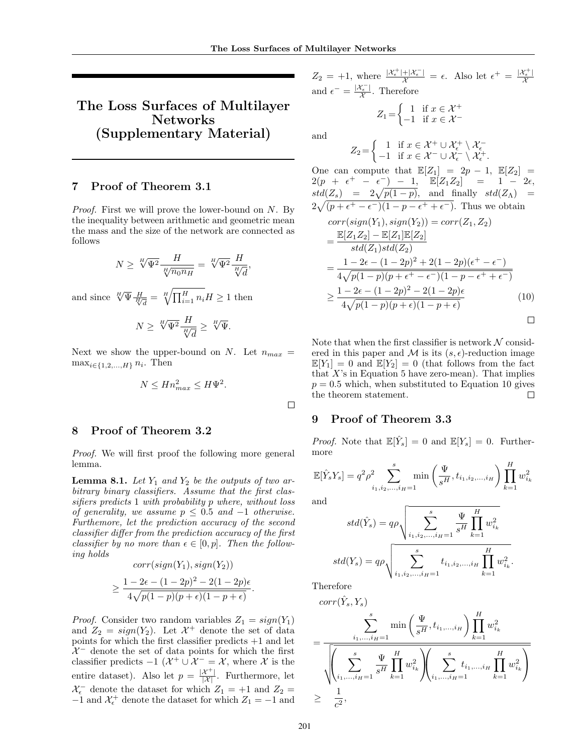# The Loss Surfaces of Multilayer Networks (Supplementary Material)

## 7 Proof of Theorem 3.1

*Proof.* First we will prove the lower-bound on $N$. By the inequality between arithmetic and geometric mean the mass and the size of the network are connected as follows

$$N \geq \sqrt[H]{\Psi^2} \frac{H}{\sqrt[H]{n_0 n_H}} = \sqrt[H]{\Psi^2} \frac{H}{\sqrt[H]{d}},$$

and since $\sqrt[H]{\Psi} \frac{H}{\sqrt[H]{d}} = \sqrt[H]{\prod_{i=1}^{H} n_i} H \geq 1$ then

$$N \geq \sqrt[H]{\Psi^2} \frac{H}{\sqrt[H]{d}} \geq \sqrt[H]{\Psi}.$$

Next we show the upper-bound on $N$. Let $n_{max} = \max_{i \in \{1,2,\ldots,H\}} n_i$. Then

$$N \leq H n_{max}^2 \leq H \Psi^2.$$

□

## 8 Proof of Theorem 3.2

*Proof.* We will first proof the following more general lemma.

**Lemma 8.1.** *Let $Y_1$ and $Y_2$ be the outputs of two arbitrary binary classifiers. Assume that the first classifiers predicts 1 with probability $p$ where, without loss of generality, we assume $p \leq 0.5$ and $-1$ otherwise. Furthemore, let the prediction accuracy of the second classifier differ from the prediction accuracy of the first classifier by no more than $\epsilon \in [0, p]$. Then the following holds*

$$corr(sign(Y_1), sign(Y_2)) \geq \frac{1 - 2\epsilon - (1-2p)^2 - 2(1-2p)\epsilon}{4\sqrt{p(1-p)(p+\epsilon)(1-p+\epsilon)}}.$$

*Proof.* Consider two random variables $Z_1 = sign(Y_1)$ and $Z_2 = sign(Y_2)$. Let $\mathcal{X}^+$ denote the set of data points for which the first classifier predicts $+1$ and let $\mathcal{X}^-$ denote the set of data points for which the first classifier predicts $-1$ ($\mathcal{X}^+ \cup \mathcal{X}^- = \mathcal{X}$, where $\mathcal{X}$ is the entire dataset). Also let $p = \frac{|\mathcal{X}^+|}{|\mathcal{X}|}$. Furthermore, let $\mathcal{X}_\epsilon^-$ denote the dataset for which $Z_1 = +1$ and $Z_2 = -1$ and $\mathcal{X}_\epsilon^+$ denote the dataset for which $Z_1 = -1$ and $Z_2 = +1$, where $\frac{|\mathcal{X}_\epsilon^+| + |\mathcal{X}_\epsilon^-|}{\mathcal{X}} = \epsilon$. Also let $\epsilon^+ = \frac{|\mathcal{X}_\epsilon^+|}{\mathcal{X}}$ and $\epsilon^- = \frac{|\mathcal{X}_\epsilon^-|}{\mathcal{X}}$. Therefore

$$Z_1 = \begin{cases} 1 & \text{if } x \in \mathcal{X}^+ \\ -1 & \text{if } x \in \mathcal{X}^- \end{cases}$$

and

$$Z_2 = \begin{cases} 1 & \text{if } x \in \mathcal{X}^+ \cup \mathcal{X}_\epsilon^+ \setminus \mathcal{X}_\epsilon^- \\ -1 & \text{if } x \in \mathcal{X}^- \cup \mathcal{X}_\epsilon^- \setminus \mathcal{X}_\epsilon^+. \end{cases}$$

One can compute that $\mathbb{E}[Z_1] = 2p - 1$, $\mathbb{E}[Z_2] = 2(p + \epsilon^+ - \epsilon^-) - 1$, $\mathbb{E}[Z_1 Z_2] = 1 - 2\epsilon$, $std(Z_s) = 2\sqrt{p(1-p)}$, and finally $std(Z_\Lambda) = 2\sqrt{(p + \epsilon^+ - \epsilon^-)(1 - p - \epsilon^+ + \epsilon^-)}$. Thus we obtain

$$\begin{aligned}
&corr(sign(Y_1), sign(Y_2)) = corr(Z_1, Z_2) \\
&= \frac{\mathbb{E}[Z_1 Z_2] - \mathbb{E}[Z_1]\mathbb{E}[Z_2]}{std(Z_1)std(Z_2)} \\
&= \frac{1 - 2\epsilon - (1-2p)^2 + 2(1-2p)(\epsilon^+ - \epsilon^-)}{4\sqrt{p(1-p)(p + \epsilon^+ - \epsilon^-)(1 - p - \epsilon^+ + \epsilon^-)}} \\
&\geq \frac{1 - 2\epsilon - (1-2p)^2 - 2(1-2p)\epsilon}{4\sqrt{p(1-p)(p+\epsilon)(1-p+\epsilon)}} \qquad (10)
\end{aligned}$$

□

Note that when the first classifier is network $\mathcal{N}$ considered in this paper and $\mathcal{M}$ is its $(s, \epsilon)$-reduction image $\mathbb{E}[Y_1] = 0$ and $\mathbb{E}[Y_2] = 0$ (that follows from the fact that $X$'s in Equation 5 have zero-mean). That implies $p = 0.5$ which, when substituted to Equation 10 gives the theorem statement. □

## 9 Proof of Theorem 3.3

*Proof.* Note that $\mathbb{E}[\hat{Y}_s] = 0$ and $\mathbb{E}[Y_s] = 0$. Furthermore

$$\mathbb{E}[\hat{Y}_s Y_s] = q^2 \rho^2 \sum_{i_1, i_2, \ldots, i_H = 1}^{s} \min\left(\frac{\Psi}{s^H}, t_{i_1, i_2, \ldots, i_H}\right) \prod_{k=1}^{H} w_{i_k}^2$$

and

$$std(\hat{Y}_s) = q\rho \sqrt{\sum_{i_1, i_2, \ldots, i_H = 1}^{s} \frac{\Psi}{s^H} \prod_{k=1}^{H} w_{i_k}^2}$$

$$std(Y_s) = q\rho \sqrt{\sum_{i_1, i_2, \ldots, i_H = 1}^{s} t_{i_1, i_2, \ldots, i_H} \prod_{k=1}^{H} w_{i_k}^2}.$$

Therefore

$$\begin{aligned}
&corr(\hat{Y}_s, Y_s) \\
&= \frac{\sum_{i_1, \ldots, i_H = 1}^{s} \min\left(\frac{\Psi}{s^H}, t_{i_1, \ldots, i_H}\right) \prod_{k=1}^{H} w_{i_k}^2}{\sqrt{\left(\sum_{i_1, \ldots, i_H = 1}^{s} \frac{\Psi}{s^H} \prod_{k=1}^{H} w_{i_k}^2\right)\left(\sum_{i_1, \ldots, i_H = 1}^{s} t_{i_1, \ldots, i_H} \prod_{k=1}^{H} w_{i_k}^2\right)}} \\
&\geq \frac{1}{c^2},
\end{aligned}$$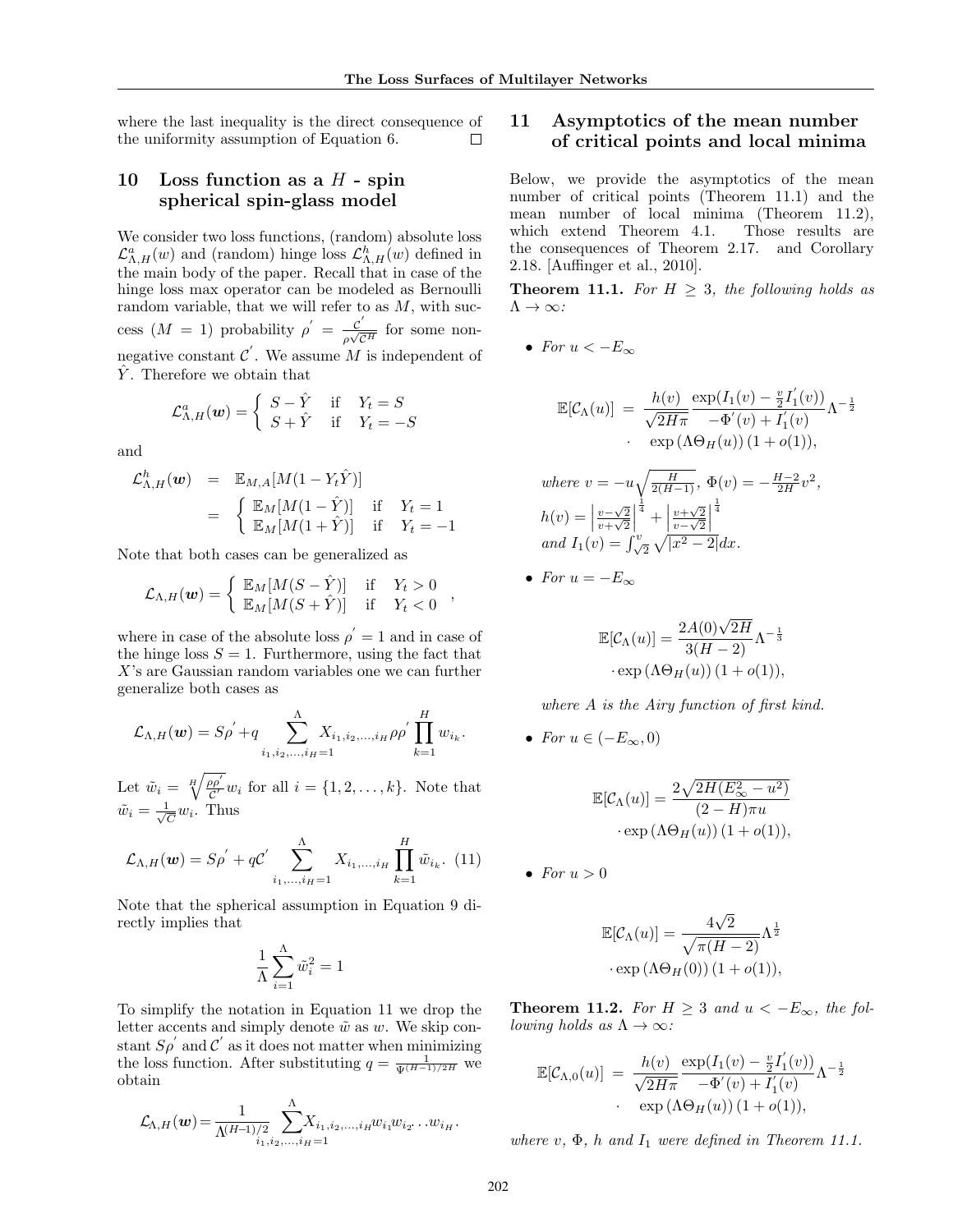where the last inequality is the direct consequence of the uniformity assumption of Equation 6. □

## 10 Loss function as a $H$ - spin spherical spin-glass model

We consider two loss functions, (random) absolute loss $\mathcal{L}^a_{\Lambda,H}(w)$ and (random) hinge loss $\mathcal{L}^h_{\Lambda,H}(w)$ defined in the main body of the paper. Recall that in case of the hinge loss max operator can be modeled as Bernoulli random variable, that we will refer to as $M$, with success ($M = 1$) probability $\rho' = \frac{\mathcal{C}'}{\rho\sqrt{\mathcal{C}^H}}$ for some non-negative constant $\mathcal{C}'$. We assume $M$ is independent of $\hat{Y}$. Therefore we obtain that

$$\mathcal{L}^a_{\Lambda,H}(\boldsymbol{w}) = \begin{cases} S - \hat{Y} & \text{if} \quad Y_t = S \\ S + \hat{Y} & \text{if} \quad Y_t = -S \end{cases}$$

and

$$\begin{aligned}\mathcal{L}^h_{\Lambda,H}(\boldsymbol{w}) &= \mathbb{E}_{M,A}[M(1 - Y_t\hat{Y})] \\ &= \begin{cases} \mathbb{E}_M[M(1 - \hat{Y})] & \text{if} \quad Y_t = 1 \\ \mathbb{E}_M[M(1 + \hat{Y})] & \text{if} \quad Y_t = -1 \end{cases}\end{aligned}$$

Note that both cases can be generalized as

$$\mathcal{L}_{\Lambda,H}(\boldsymbol{w}) = \begin{cases} \mathbb{E}_M[M(S - \hat{Y})] & \text{if} \quad Y_t > 0 \\ \mathbb{E}_M[M(S + \hat{Y})] & \text{if} \quad Y_t < 0 \end{cases},$$

where in case of the absolute loss $\rho' = 1$ and in case of the hinge loss $S = 1$. Furthermore, using the fact that $X$'s are Gaussian random variables one we can further generalize both cases as

$$\mathcal{L}_{\Lambda,H}(\boldsymbol{w}) = S\rho' + q\sum_{i_1,i_2,\ldots,i_H=1}^{\Lambda} X_{i_1,i_2,\ldots,i_H}\rho\rho'\prod_{k=1}^{H} w_{i_k}.$$

Let $\tilde{w}_i = \sqrt[H]{\frac{\rho\rho'}{\mathcal{C}'}} w_i$ for all $i = \{1, 2, \ldots, k\}$. Note that $\tilde{w}_i = \frac{1}{\sqrt{\mathcal{C}}} w_i$. Thus

$$\mathcal{L}_{\Lambda,H}(\boldsymbol{w}) = S\rho' + q\mathcal{C}'\sum_{i_1,\ldots,i_H=1}^{\Lambda} X_{i_1,\ldots,i_H}\prod_{k=1}^{H}\tilde{w}_{i_k}. \quad (11)$$

Note that the spherical assumption in Equation 9 directly implies that

$$\frac{1}{\Lambda}\sum_{i=1}^{\Lambda}\tilde{w}_i^2 = 1$$

To simplify the notation in Equation 11 we drop the letter accents and simply denote $\tilde{w}$ as $w$. We skip constant $S\rho'$ and $\mathcal{C}'$ as it does not matter when minimizing the loss function. After substituting $q = \frac{1}{\Psi^{(H-1)/2H}}$ we obtain

$$\mathcal{L}_{\Lambda,H}(\boldsymbol{w}) = \frac{1}{\Lambda^{(H-1)/2}}\sum_{i_1,i_2,\ldots,i_H=1}^{\Lambda} X_{i_1,i_2,\ldots,i_H} w_{i_1} w_{i_2} \ldots w_{i_H}.$$

## 11 Asymptotics of the mean number of critical points and local minima

Below, we provide the asymptotics of the mean number of critical points (Theorem 11.1) and the mean number of local minima (Theorem 11.2), which extend Theorem 4.1. Those results are the consequences of Theorem 2.17. and Corollary 2.18. [Auffinger et al., 2010].

**Theorem 11.1.** *For $H \geq 3$, the following holds as $\Lambda \to \infty$:*

- *For $u < -E_\infty$*

$$\begin{aligned}\mathbb{E}[\mathcal{C}_\Lambda(u)] &= \frac{h(v)}{\sqrt{2H\pi}}\frac{\exp(I_1(v) - \frac{v}{2}I_1'(v))}{-\Phi'(v) + I_1'(v)}\Lambda^{-\frac{1}{2}} \\ &\cdot \quad \exp(\Lambda\Theta_H(u))(1 + o(1)),\end{aligned}$$

  *where $v = -u\sqrt{\frac{H}{2(H-1)}}$, $\Phi(v) = -\frac{H-2}{2H}v^2$,*
  *$h(v) = \left|\frac{v-\sqrt{2}}{v+\sqrt{2}}\right|^{\frac{1}{4}} + \left|\frac{v+\sqrt{2}}{v-\sqrt{2}}\right|^{\frac{1}{4}}$*
  *and $I_1(v) = \int_{\sqrt{2}}^{v}\sqrt{|x^2 - 2|}dx$.*

- *For $u = -E_\infty$*

$$\begin{aligned}\mathbb{E}[\mathcal{C}_\Lambda(u)] &= \frac{2A(0)\sqrt{2H}}{3(H-2)}\Lambda^{-\frac{1}{3}} \\ &\cdot \exp(\Lambda\Theta_H(u))(1 + o(1)),\end{aligned}$$

  *where $A$ is the Airy function of first kind.*

- *For $u \in (-E_\infty, 0)$*

$$\begin{aligned}\mathbb{E}[\mathcal{C}_\Lambda(u)] &= \frac{2\sqrt{2H(E_\infty^2 - u^2)}}{(2 - H)\pi u} \\ &\cdot \exp(\Lambda\Theta_H(u))(1 + o(1)),\end{aligned}$$

- *For $u > 0$*

$$\begin{aligned}\mathbb{E}[\mathcal{C}_\Lambda(u)] &= \frac{4\sqrt{2}}{\sqrt{\pi(H-2)}}\Lambda^{\frac{1}{2}} \\ &\cdot \exp(\Lambda\Theta_H(0))(1 + o(1)),\end{aligned}$$

**Theorem 11.2.** *For $H \geq 3$ and $u < -E_\infty$, the following holds as $\Lambda \to \infty$:*

$$\begin{aligned}\mathbb{E}[\mathcal{C}_{\Lambda,0}(u)] &= \frac{h(v)}{\sqrt{2H\pi}}\frac{\exp(I_1(v) - \frac{v}{2}I_1'(v))}{-\Phi'(v) + I_1'(v)}\Lambda^{-\frac{1}{2}} \\ &\cdot \quad \exp(\Lambda\Theta_H(u))(1 + o(1)),\end{aligned}$$

*where $v$, $\Phi$, $h$ and $I_1$ were defined in Theorem 11.1.*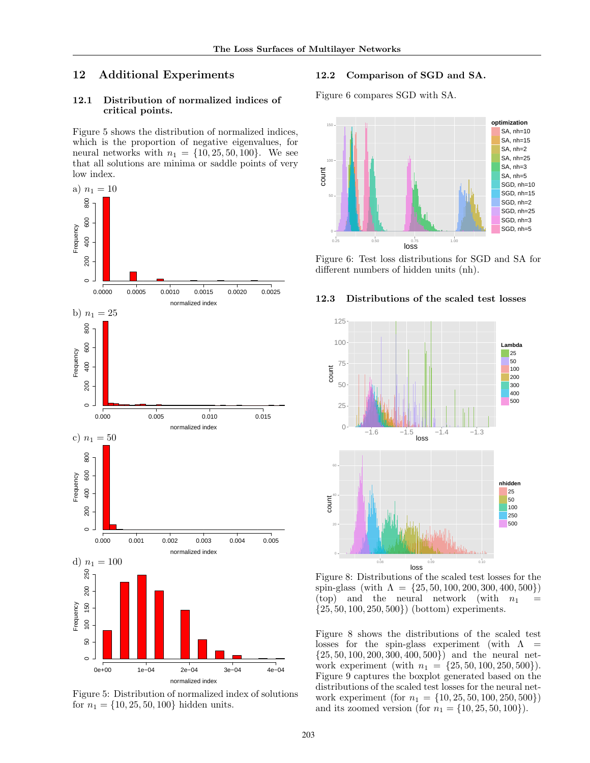## 12 Additional Experiments

### 12.1 Distribution of normalized indices of critical points.

Figure 5 shows the distribution of normalized indices, which is the proportion of negative eigenvalues, for neural networks with $n_1 = \{10, 25, 50, 100\}$. We see that all solutions are minima or saddle points of very low index.

a) $n_1 = 10$

b) $n_1 = 25$

c) $n_1 = 50$

d) $n_1 = 100$

Figure 5: Distribution of normalized index of solutions for $n_1 = \{10, 25, 50, 100\}$ hidden units.

### 12.2 Comparison of SGD and SA.

Figure 6 compares SGD with SA.

Figure 6: Test loss distributions for SGD and SA for different numbers of hidden units (nh).

### 12.3 Distributions of the scaled test losses

Figure 8: Distributions of the scaled test losses for the spin-glass (with $\Lambda = \{25, 50, 100, 200, 300, 400, 500\}$) (top) and the neural network (with $n_1 = \{25, 50, 100, 250, 500\}$) (bottom) experiments.

Figure 8 shows the distributions of the scaled test losses for the spin-glass experiment (with $\Lambda = \{25, 50, 100, 200, 300, 400, 500\}$) and the neural network experiment (with $n_1 = \{25, 50, 100, 250, 500\}$). Figure 9 captures the boxplot generated based on the distributions of the scaled test losses for the neural network experiment (for $n_1 = \{10, 25, 50, 100, 250, 500\}$) and its zoomed version (for $n_1 = \{10, 25, 50, 100\}$).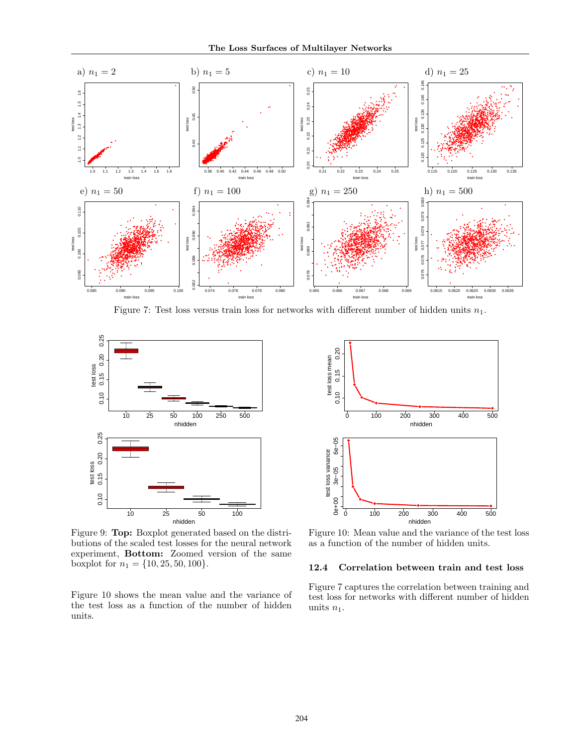a) $n_1 = 2$

b) $n_1 = 5$

c) $n_1 = 10$

d) $n_1 = 25$

e) $n_1 = 50$

f) $n_1 = 100$

g) $n_1 = 250$

h) $n_1 = 500$

Figure 7: Test loss versus train loss for networks with different number of hidden units $n_1$.

Figure 9: **Top:** Boxplot generated based on the distributions of the scaled test losses for the neural network experiment, **Bottom:** Zoomed version of the same boxplot for $n_1 = \{10, 25, 50, 100\}$.

Figure 10 shows the mean value and the variance of the test loss as a function of the number of hidden units.

Figure 10: Mean value and the variance of the test loss as a function of the number of hidden units.

### 12.4 Correlation between train and test loss

Figure 7 captures the correlation between training and test loss for networks with different number of hidden units $n_1$.